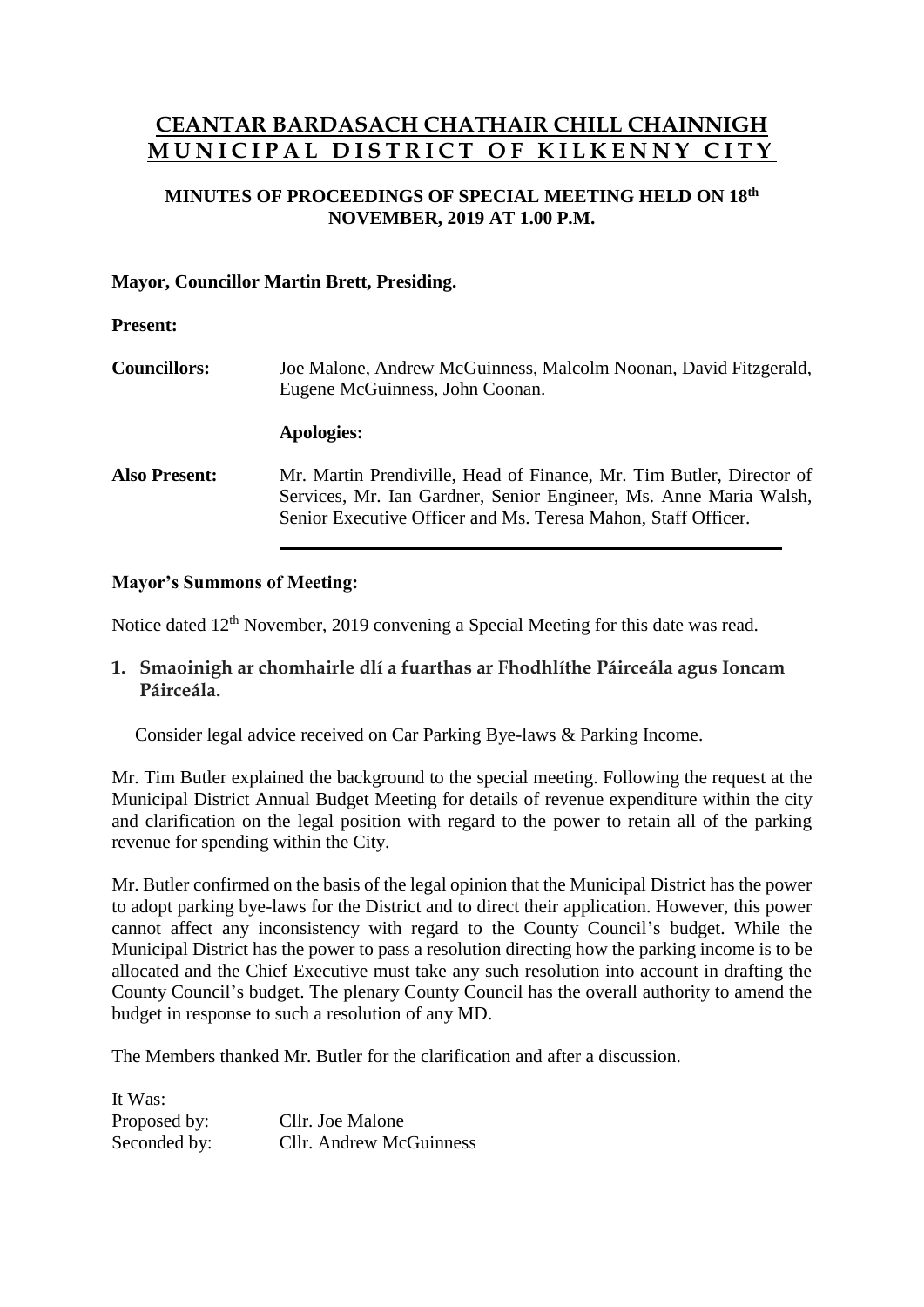# CEANTAR BARDASACH CHATHAIR CHILL CHAINNIGH
# MUNICIPAL DISTRICT OF KILKENNY CITY

**MINUTES OF PROCEEDINGS OF SPECIAL MEETING HELD ON 18th NOVEMBER, 2019 AT 1.00 P.M.**

**Mayor, Councillor Martin Brett, Presiding.**

**Present:**

**Councillors:** Joe Malone, Andrew McGuinness, Malcolm Noonan, David Fitzgerald, Eugene McGuinness, John Coonan.

**Apologies:**

**Also Present:** Mr. Martin Prendiville, Head of Finance, Mr. Tim Butler, Director of Services, Mr. Ian Gardner, Senior Engineer, Ms. Anne Maria Walsh, Senior Executive Officer and Ms. Teresa Mahon, Staff Officer.

**Mayor's Summons of Meeting:**

Notice dated 12th November, 2019 convening a Special Meeting for this date was read.

**1. Smaoinigh ar chomhairle dlí a fuarthas ar Fhodhlíthe Páirceála agus Ioncam Páirceála.**

Consider legal advice received on Car Parking Bye-laws & Parking Income.

Mr. Tim Butler explained the background to the special meeting. Following the request at the Municipal District Annual Budget Meeting for details of revenue expenditure within the city and clarification on the legal position with regard to the power to retain all of the parking revenue for spending within the City.

Mr. Butler confirmed on the basis of the legal opinion that the Municipal District has the power to adopt parking bye-laws for the District and to direct their application. However, this power cannot affect any inconsistency with regard to the County Council's budget. While the Municipal District has the power to pass a resolution directing how the parking income is to be allocated and the Chief Executive must take any such resolution into account in drafting the County Council's budget. The plenary County Council has the overall authority to amend the budget in response to such a resolution of any MD.

The Members thanked Mr. Butler for the clarification and after a discussion.

It Was:
Proposed by: Cllr. Joe Malone
Seconded by: Cllr. Andrew McGuinness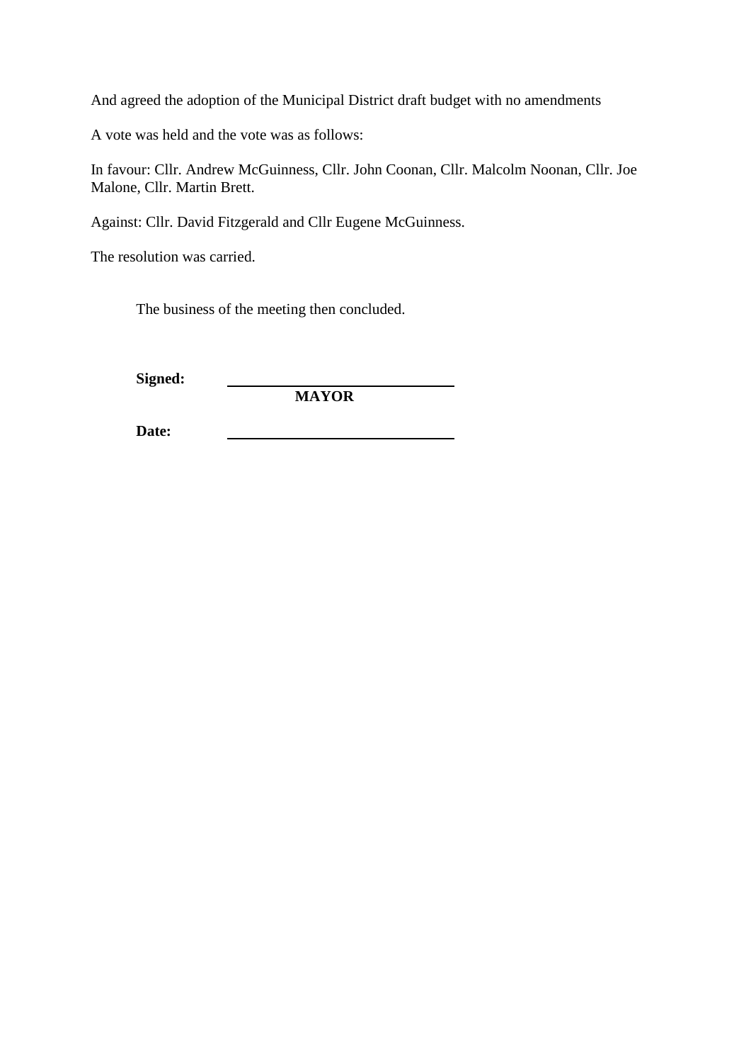And agreed the adoption of the Municipal District draft budget with no amendments

A vote was held and the vote was as follows:

In favour: Cllr. Andrew McGuinness, Cllr. John Coonan, Cllr. Malcolm Noonan, Cllr. Joe Malone, Cllr. Martin Brett.

Against: Cllr. David Fitzgerald and Cllr Eugene McGuinness.

The resolution was carried.

The business of the meeting then concluded.

**Signed:** ______________________________
**MAYOR**

**Date:** ______________________________